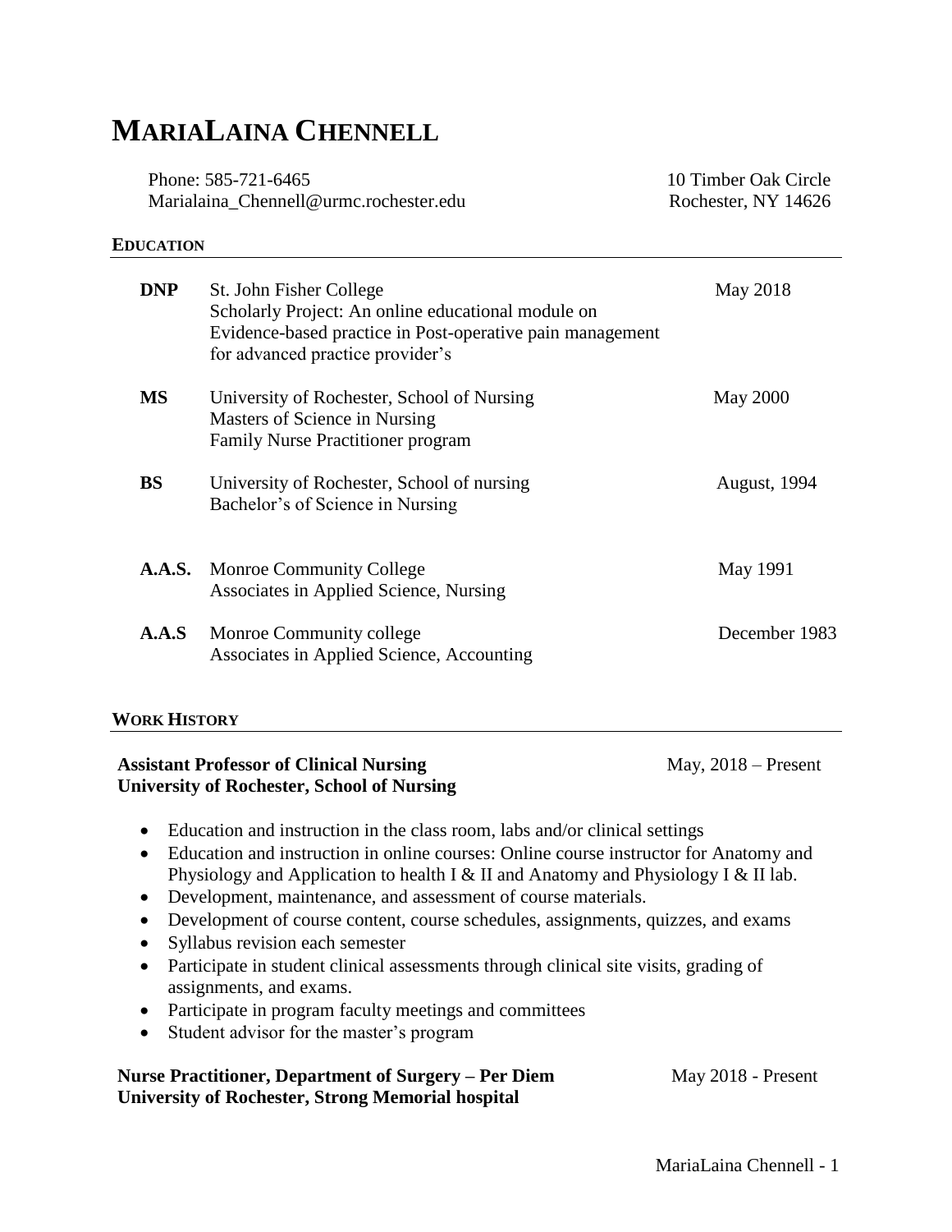# MariaLaina Chennell

Phone: 585-721-6465
Marialaina_Chennell@urmc.rochester.edu

10 Timber Oak Circle
Rochester, NY 14626

## Education

**DNP** St. John Fisher College — May 2018
Scholarly Project: An online educational module on Evidence-based practice in Post-operative pain management for advanced practice provider's

**MS** University of Rochester, School of Nursing — May 2000
Masters of Science in Nursing
Family Nurse Practitioner program

**BS** University of Rochester, School of nursing — August, 1994
Bachelor's of Science in Nursing

**A.A.S.** Monroe Community College — May 1991
Associates in Applied Science, Nursing

**A.A.S** Monroe Community college — December 1983
Associates in Applied Science, Accounting

## Work History

**Assistant Professor of Clinical Nursing** — May, 2018 – Present
**University of Rochester, School of Nursing**

- Education and instruction in the class room, labs and/or clinical settings
- Education and instruction in online courses: Online course instructor for Anatomy and Physiology and Application to health I & II and Anatomy and Physiology I & II lab.
- Development, maintenance, and assessment of course materials.
- Development of course content, course schedules, assignments, quizzes, and exams
- Syllabus revision each semester
- Participate in student clinical assessments through clinical site visits, grading of assignments, and exams.
- Participate in program faculty meetings and committees
- Student advisor for the master's program

**Nurse Practitioner, Department of Surgery – Per Diem** — May 2018 - Present
**University of Rochester, Strong Memorial hospital**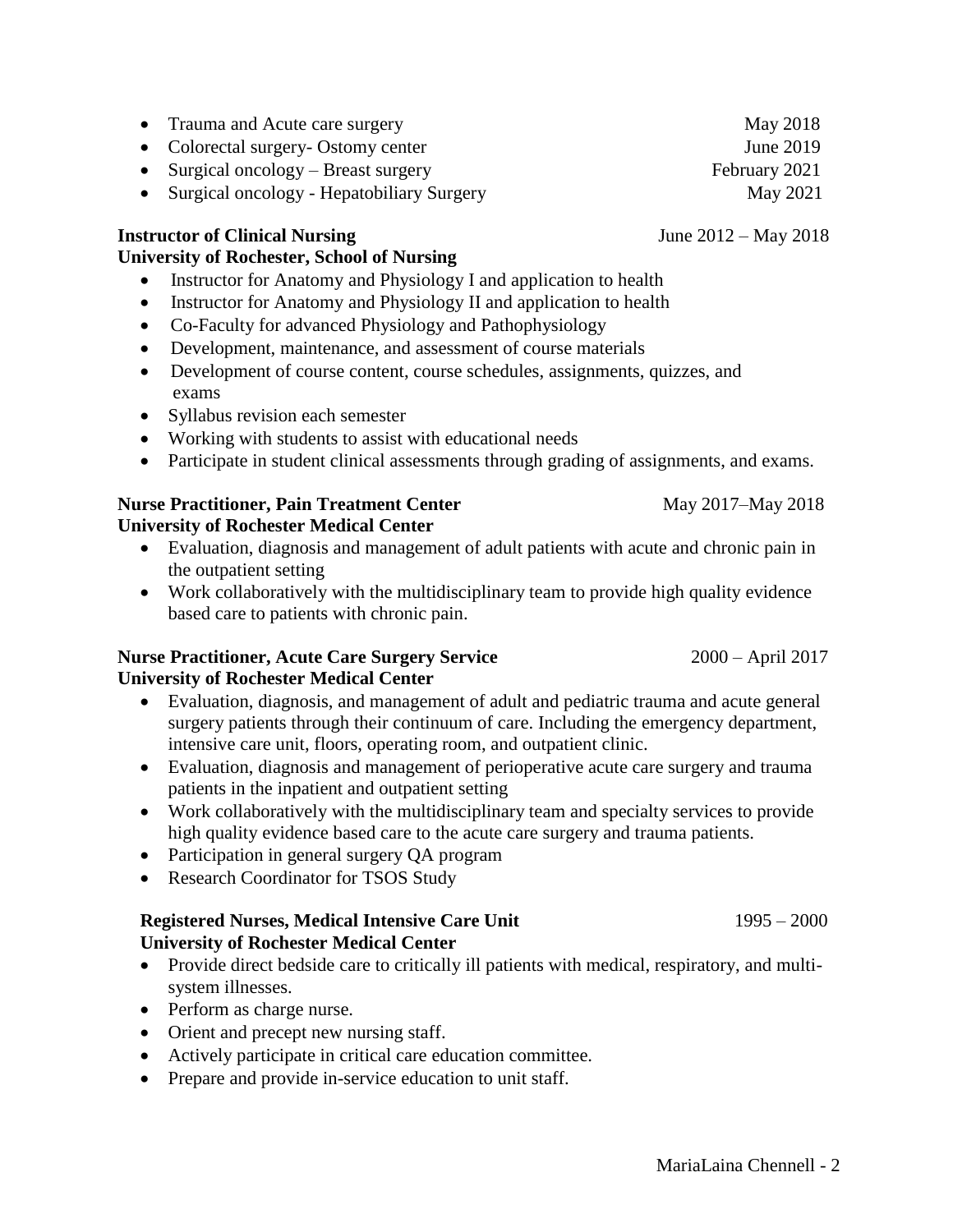- Trauma and Acute care surgery — May 2018
- Colorectal surgery- Ostomy center — June 2019
- Surgical oncology – Breast surgery — February 2021
- Surgical oncology - Hepatobiliary Surgery — May 2021

**Instructor of Clinical Nursing** — June 2012 – May 2018
**University of Rochester, School of Nursing**

- Instructor for Anatomy and Physiology I and application to health
- Instructor for Anatomy and Physiology II and application to health
- Co-Faculty for advanced Physiology and Pathophysiology
- Development, maintenance, and assessment of course materials
- Development of course content, course schedules, assignments, quizzes, and exams
- Syllabus revision each semester
- Working with students to assist with educational needs
- Participate in student clinical assessments through grading of assignments, and exams.

**Nurse Practitioner, Pain Treatment Center** — May 2017–May 2018
**University of Rochester Medical Center**

- Evaluation, diagnosis and management of adult patients with acute and chronic pain in the outpatient setting
- Work collaboratively with the multidisciplinary team to provide high quality evidence based care to patients with chronic pain.

**Nurse Practitioner, Acute Care Surgery Service** — 2000 – April 2017
**University of Rochester Medical Center**

- Evaluation, diagnosis, and management of adult and pediatric trauma and acute general surgery patients through their continuum of care. Including the emergency department, intensive care unit, floors, operating room, and outpatient clinic.
- Evaluation, diagnosis and management of perioperative acute care surgery and trauma patients in the inpatient and outpatient setting
- Work collaboratively with the multidisciplinary team and specialty services to provide high quality evidence based care to the acute care surgery and trauma patients.
- Participation in general surgery QA program
- Research Coordinator for TSOS Study

**Registered Nurses, Medical Intensive Care Unit** — 1995 – 2000
**University of Rochester Medical Center**

- Provide direct bedside care to critically ill patients with medical, respiratory, and multi-system illnesses.
- Perform as charge nurse.
- Orient and precept new nursing staff.
- Actively participate in critical care education committee.
- Prepare and provide in-service education to unit staff.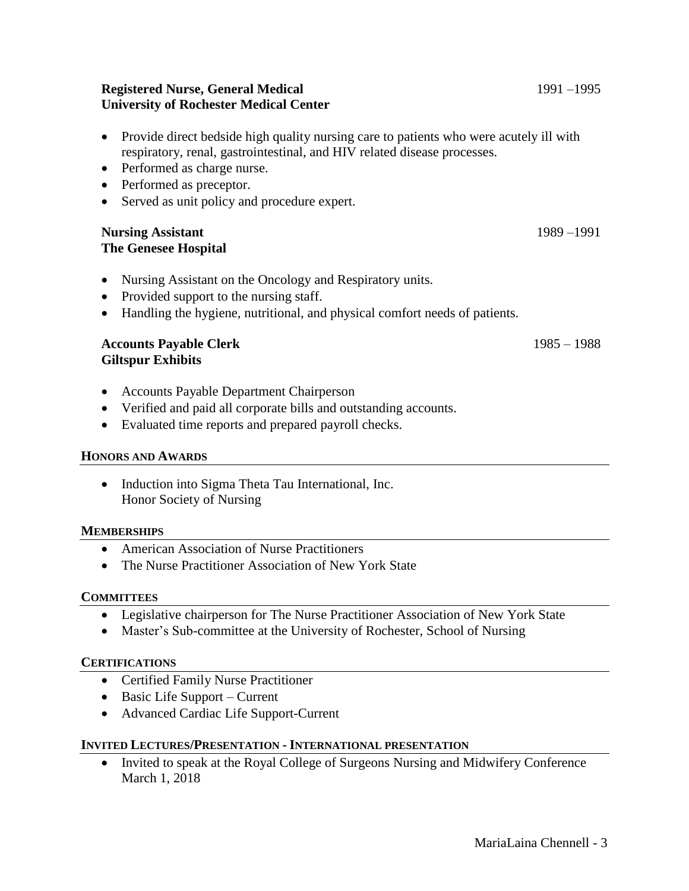**Registered Nurse, General Medical** 1991 –1995
**University of Rochester Medical Center**

- Provide direct bedside high quality nursing care to patients who were acutely ill with respiratory, renal, gastrointestinal, and HIV related disease processes.
- Performed as charge nurse.
- Performed as preceptor.
- Served as unit policy and procedure expert.

**Nursing Assistant** 1989 –1991
**The Genesee Hospital**

- Nursing Assistant on the Oncology and Respiratory units.
- Provided support to the nursing staff.
- Handling the hygiene, nutritional, and physical comfort needs of patients.

**Accounts Payable Clerk** 1985 – 1988
**Giltspur Exhibits**

- Accounts Payable Department Chairperson
- Verified and paid all corporate bills and outstanding accounts.
- Evaluated time reports and prepared payroll checks.

## HONORS AND AWARDS

- Induction into Sigma Theta Tau International, Inc.
  Honor Society of Nursing

## MEMBERSHIPS

- American Association of Nurse Practitioners
- The Nurse Practitioner Association of New York State

## COMMITTEES

- Legislative chairperson for The Nurse Practitioner Association of New York State
- Master's Sub-committee at the University of Rochester, School of Nursing

## CERTIFICATIONS

- Certified Family Nurse Practitioner
- Basic Life Support – Current
- Advanced Cardiac Life Support-Current

## INVITED LECTURES/PRESENTATION - INTERNATIONAL PRESENTATION

- Invited to speak at the Royal College of Surgeons Nursing and Midwifery Conference March 1, 2018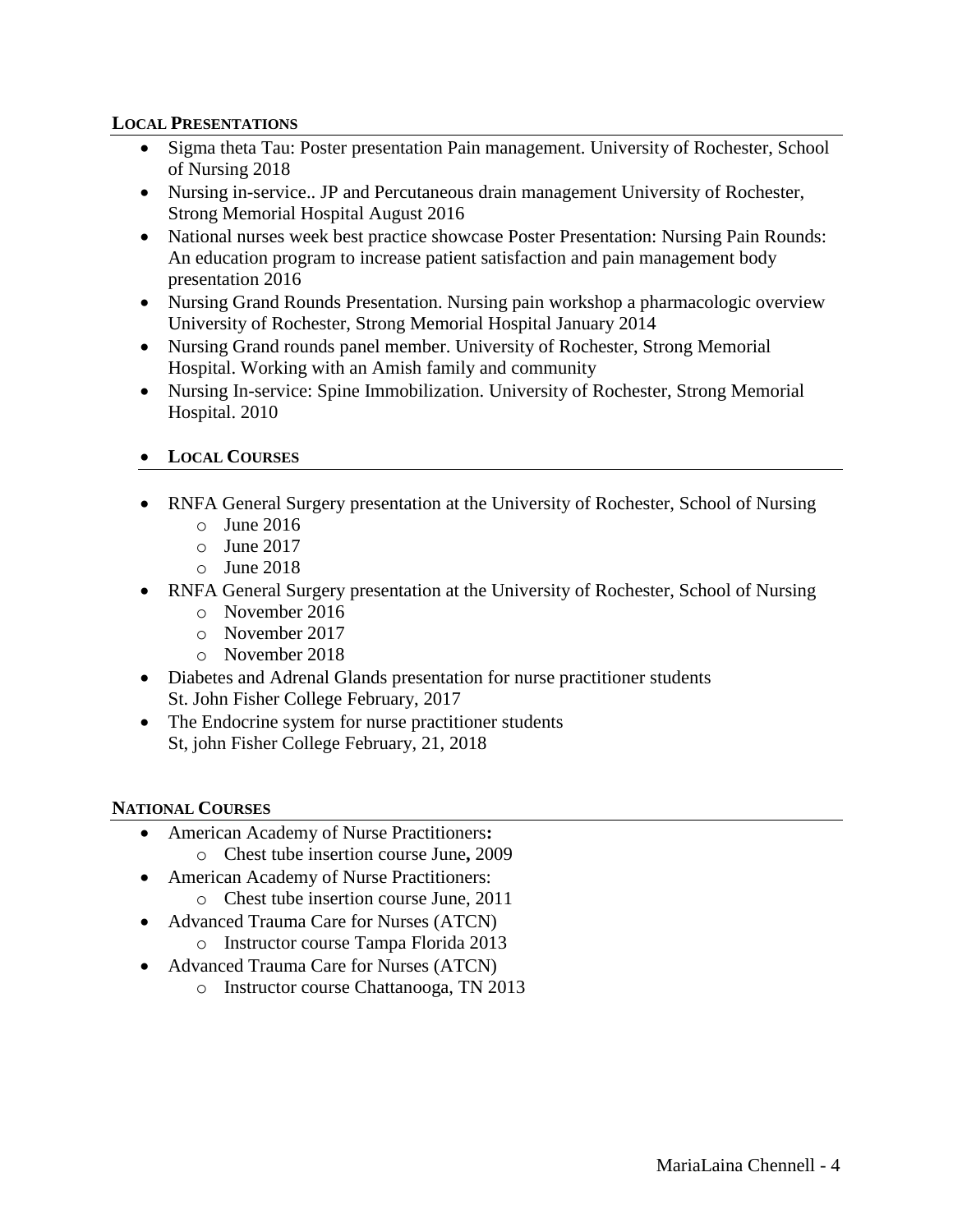## LOCAL PRESENTATIONS

- Sigma theta Tau: Poster presentation Pain management. University of Rochester, School of Nursing 2018
- Nursing in-service.. JP and Percutaneous drain management University of Rochester, Strong Memorial Hospital August 2016
- National nurses week best practice showcase Poster Presentation: Nursing Pain Rounds: An education program to increase patient satisfaction and pain management body presentation 2016
- Nursing Grand Rounds Presentation. Nursing pain workshop a pharmacologic overview University of Rochester, Strong Memorial Hospital January 2014
- Nursing Grand rounds panel member. University of Rochester, Strong Memorial Hospital. Working with an Amish family and community
- Nursing In-service: Spine Immobilization. University of Rochester, Strong Memorial Hospital. 2010

## LOCAL COURSES

- RNFA General Surgery presentation at the University of Rochester, School of Nursing
  - June 2016
  - June 2017
  - June 2018
- RNFA General Surgery presentation at the University of Rochester, School of Nursing
  - November 2016
  - November 2017
  - November 2018
- Diabetes and Adrenal Glands presentation for nurse practitioner students
  St. John Fisher College February, 2017
- The Endocrine system for nurse practitioner students
  St, john Fisher College February, 21, 2018

## NATIONAL COURSES

- American Academy of Nurse Practitioners**:**
  - Chest tube insertion course June**,** 2009
- American Academy of Nurse Practitioners:
  - Chest tube insertion course June, 2011
- Advanced Trauma Care for Nurses (ATCN)
  - Instructor course Tampa Florida 2013
- Advanced Trauma Care for Nurses (ATCN)
  - Instructor course Chattanooga, TN 2013